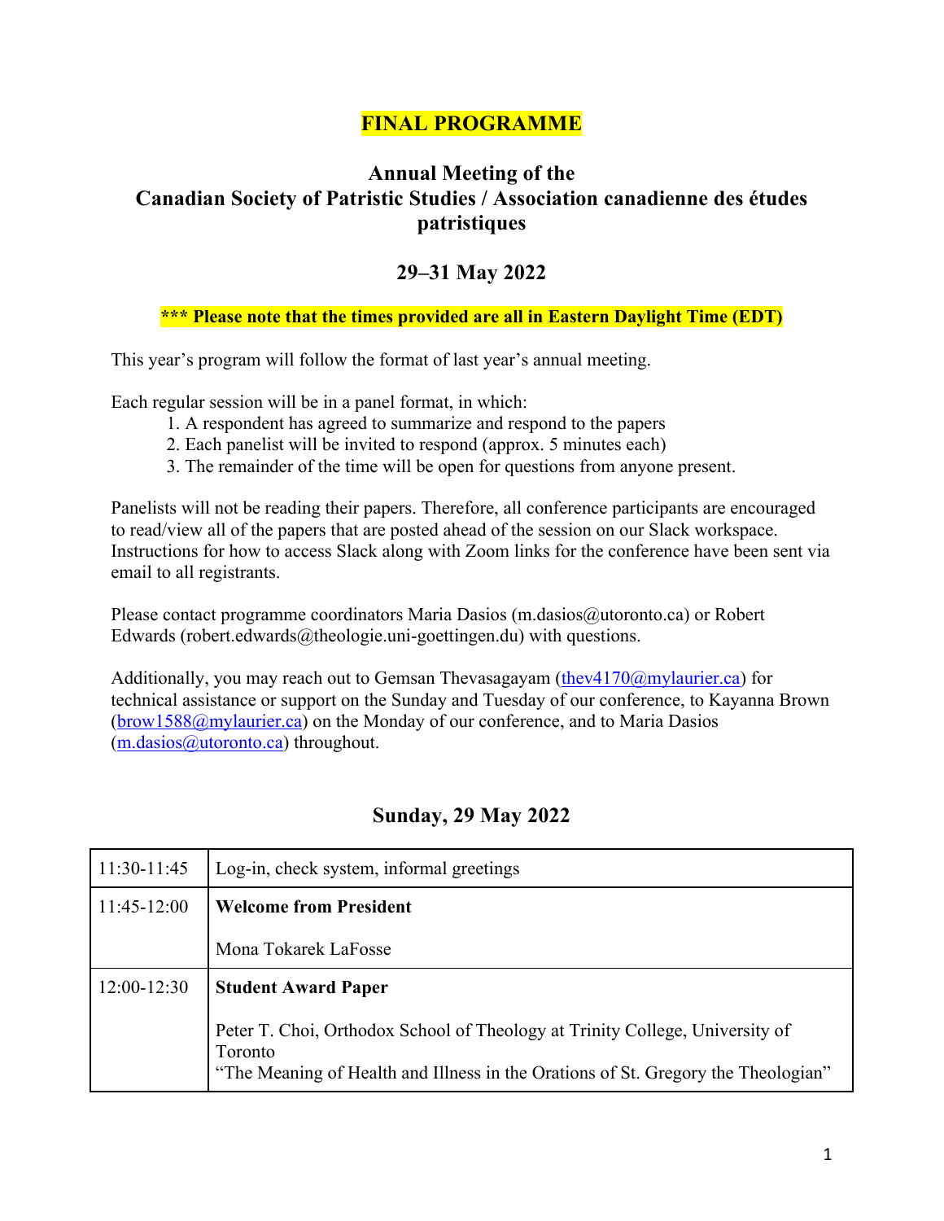# FINAL PROGRAMME

## Annual Meeting of the Canadian Society of Patristic Studies / Association canadienne des études patristiques

## 29–31 May 2022

**\*\*\* Please note that the times provided are all in Eastern Daylight Time (EDT)**

This year's program will follow the format of last year's annual meeting.

Each regular session will be in a panel format, in which:

1. A respondent has agreed to summarize and respond to the papers
2. Each panelist will be invited to respond (approx. 5 minutes each)
3. The remainder of the time will be open for questions from anyone present.

Panelists will not be reading their papers. Therefore, all conference participants are encouraged to read/view all of the papers that are posted ahead of the session on our Slack workspace. Instructions for how to access Slack along with Zoom links for the conference have been sent via email to all registrants.

Please contact programme coordinators Maria Dasios (m.dasios@utoronto.ca) or Robert Edwards (robert.edwards@theologie.uni-goettingen.du) with questions.

Additionally, you may reach out to Gemsan Thevasagayam (thev4170@mylaurier.ca) for technical assistance or support on the Sunday and Tuesday of our conference, to Kayanna Brown (brow1588@mylaurier.ca) on the Monday of our conference, and to Maria Dasios (m.dasios@utoronto.ca) throughout.

## Sunday, 29 May 2022

| | |
|---|---|
| 11:30-11:45 | Log-in, check system, informal greetings |
| 11:45-12:00 | **Welcome from President**<br><br>Mona Tokarek LaFosse |
| 12:00-12:30 | **Student Award Paper**<br><br>Peter T. Choi, Orthodox School of Theology at Trinity College, University of Toronto<br>"The Meaning of Health and Illness in the Orations of St. Gregory the Theologian" |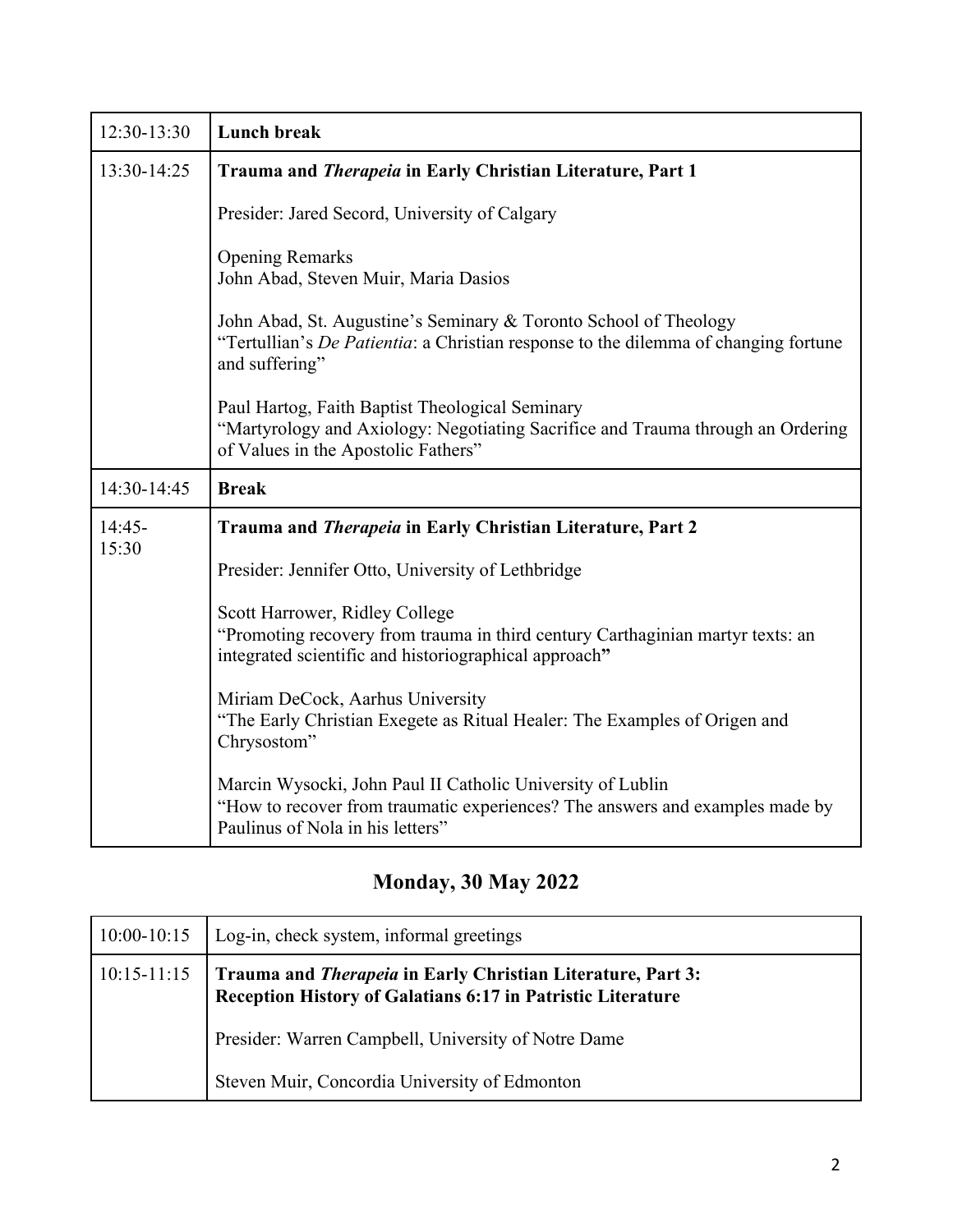| 12:30-13:30 | **Lunch break** |
|---|---|
| 13:30-14:25 | **Trauma and *Therapeia* in Early Christian Literature, Part 1**<br><br>Presider: Jared Secord, University of Calgary<br><br>Opening Remarks<br>John Abad, Steven Muir, Maria Dasios<br><br>John Abad, St. Augustine's Seminary & Toronto School of Theology<br>"Tertullian's *De Patientia*: a Christian response to the dilemma of changing fortune and suffering"<br><br>Paul Hartog, Faith Baptist Theological Seminary<br>"Martyrology and Axiology: Negotiating Sacrifice and Trauma through an Ordering of Values in the Apostolic Fathers" |
| 14:30-14:45 | **Break** |
| 14:45-15:30 | **Trauma and *Therapeia* in Early Christian Literature, Part 2**<br><br>Presider: Jennifer Otto, University of Lethbridge<br><br>Scott Harrower, Ridley College<br>"Promoting recovery from trauma in third century Carthaginian martyr texts: an integrated scientific and historiographical approach"<br><br>Miriam DeCock, Aarhus University<br>"The Early Christian Exegete as Ritual Healer: The Examples of Origen and Chrysostom"<br><br>Marcin Wysocki, John Paul II Catholic University of Lublin<br>"How to recover from traumatic experiences? The answers and examples made by Paulinus of Nola in his letters" |

## Monday, 30 May 2022

| 10:00-10:15 | Log-in, check system, informal greetings |
|---|---|
| 10:15-11:15 | **Trauma and *Therapeia* in Early Christian Literature, Part 3: Reception History of Galatians 6:17 in Patristic Literature**<br><br>Presider: Warren Campbell, University of Notre Dame<br><br>Steven Muir, Concordia University of Edmonton |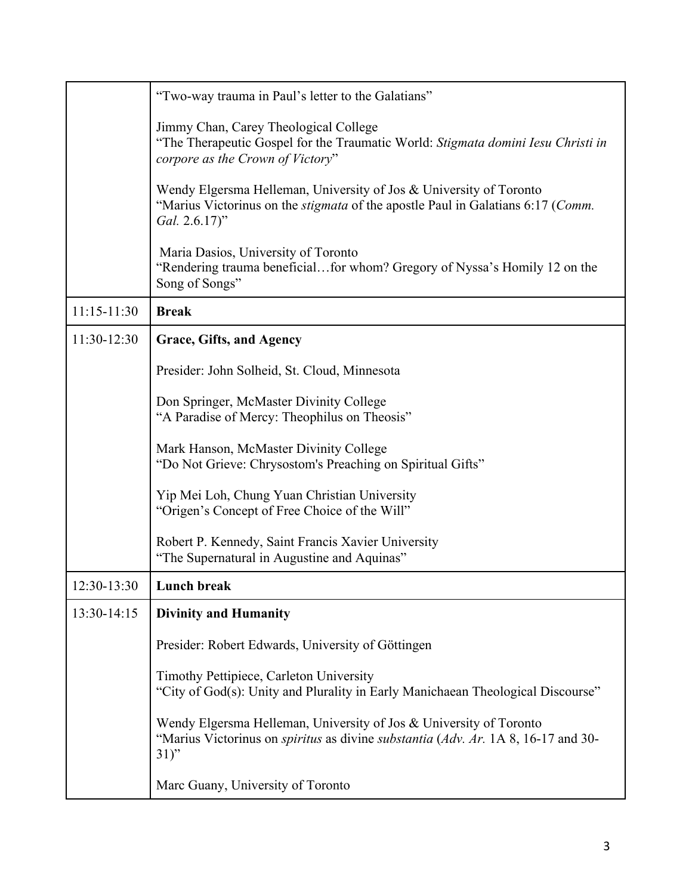| | |
|---|---|
| | "Two-way trauma in Paul's letter to the Galatians"<br><br>Jimmy Chan, Carey Theological College<br>"The Therapeutic Gospel for the Traumatic World: *Stigmata domini Iesu Christi in corpore as the Crown of Victory*"<br><br>Wendy Elgersma Helleman, University of Jos & University of Toronto<br>"Marius Victorinus on the *stigmata* of the apostle Paul in Galatians 6:17 (*Comm. Gal.* 2.6.17)"<br><br>Maria Dasios, University of Toronto<br>"Rendering trauma beneficial…for whom? Gregory of Nyssa's Homily 12 on the Song of Songs" |
| 11:15-11:30 | **Break** |
| 11:30-12:30 | **Grace, Gifts, and Agency**<br><br>Presider: John Solheid, St. Cloud, Minnesota<br><br>Don Springer, McMaster Divinity College<br>"A Paradise of Mercy: Theophilus on Theosis"<br><br>Mark Hanson, McMaster Divinity College<br>"Do Not Grieve: Chrysostom's Preaching on Spiritual Gifts"<br><br>Yip Mei Loh, Chung Yuan Christian University<br>"Origen's Concept of Free Choice of the Will"<br><br>Robert P. Kennedy, Saint Francis Xavier University<br>"The Supernatural in Augustine and Aquinas" |
| 12:30-13:30 | **Lunch break** |
| 13:30-14:15 | **Divinity and Humanity**<br><br>Presider: Robert Edwards, University of Göttingen<br><br>Timothy Pettipiece, Carleton University<br>"City of God(s): Unity and Plurality in Early Manichaean Theological Discourse"<br><br>Wendy Elgersma Helleman, University of Jos & University of Toronto<br>"Marius Victorinus on *spiritus* as divine *substantia* (*Adv. Ar.* 1A 8, 16-17 and 30-31)"<br><br>Marc Guany, University of Toronto |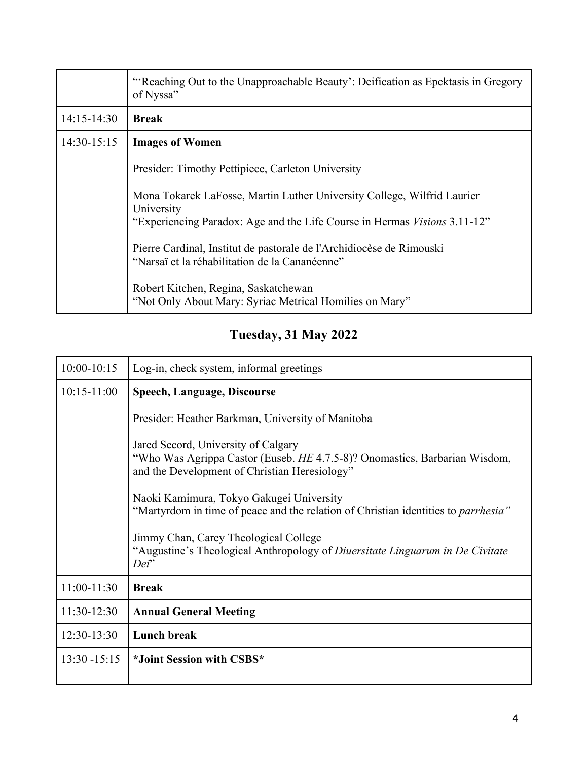| | |
|---|---|
| | "'Reaching Out to the Unapproachable Beauty': Deification as Epektasis in Gregory of Nyssa" |
| 14:15-14:30 | **Break** |
| 14:30-15:15 | **Images of Women**<br><br>Presider: Timothy Pettipiece, Carleton University<br><br>Mona Tokarek LaFosse, Martin Luther University College, Wilfrid Laurier University<br>"Experiencing Paradox: Age and the Life Course in Hermas *Visions* 3.11-12"<br><br>Pierre Cardinal, Institut de pastorale de l'Archidiocèse de Rimouski<br>"Narsaï et la réhabilitation de la Cananéenne"<br><br>Robert Kitchen, Regina, Saskatchewan<br>"Not Only About Mary: Syriac Metrical Homilies on Mary" |

## Tuesday, 31 May 2022

| | |
|---|---|
| 10:00-10:15 | Log-in, check system, informal greetings |
| 10:15-11:00 | **Speech, Language, Discourse**<br><br>Presider: Heather Barkman, University of Manitoba<br><br>Jared Secord, University of Calgary<br>"Who Was Agrippa Castor (Euseb. *HE* 4.7.5-8)? Onomastics, Barbarian Wisdom, and the Development of Christian Heresiology"<br><br>Naoki Kamimura, Tokyo Gakugei University<br>"Martyrdom in time of peace and the relation of Christian identities to *parrhesia"*<br><br>Jimmy Chan, Carey Theological College<br>"Augustine's Theological Anthropology of *Diuersitate Linguarum in De Civitate Dei*" |
| 11:00-11:30 | **Break** |
| 11:30-12:30 | **Annual General Meeting** |
| 12:30-13:30 | **Lunch break** |
| 13:30 -15:15 | ***Joint Session with CSBS*** |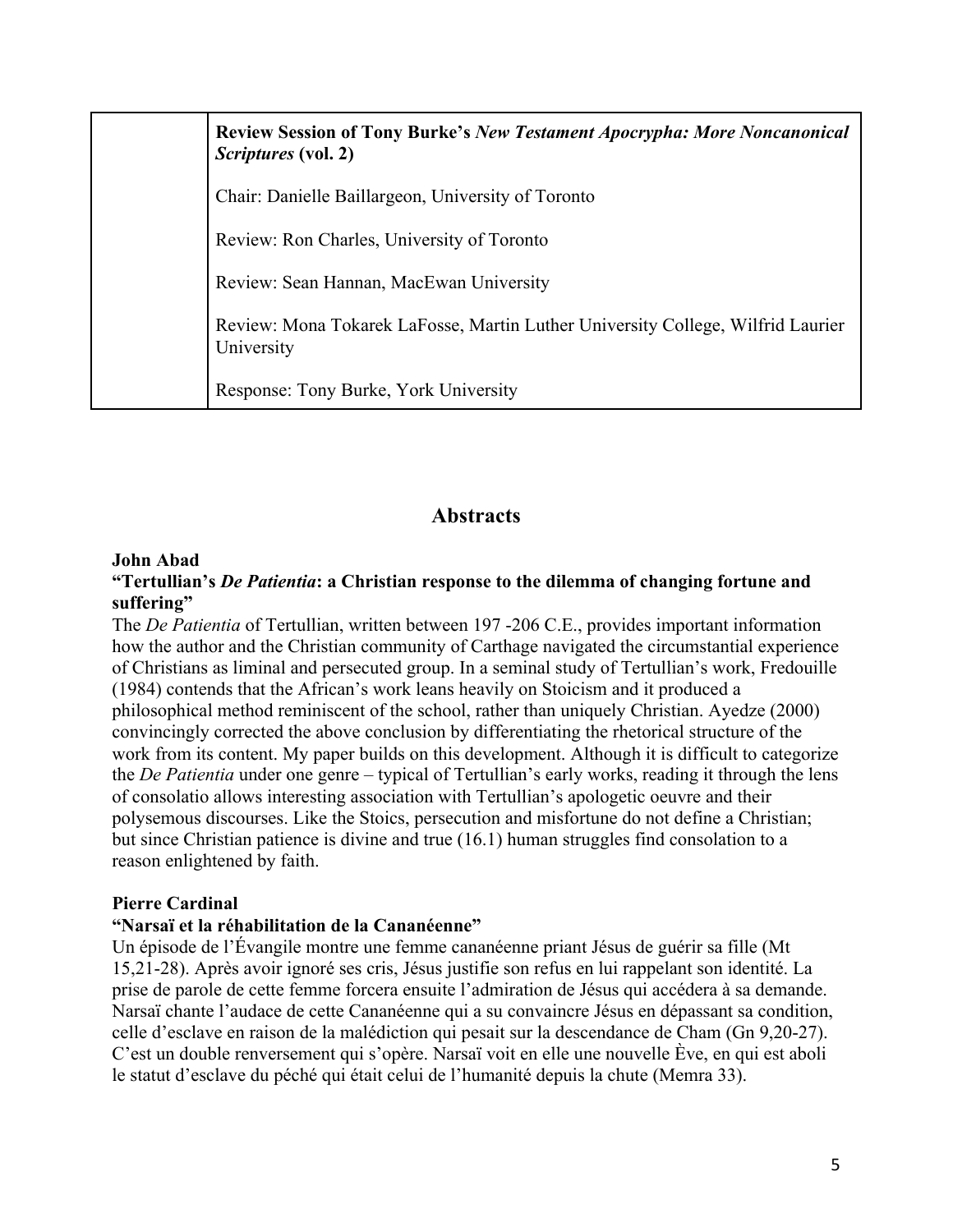| | **Review Session of Tony Burke's *New Testament Apocrypha: More Noncanonical Scriptures* (vol. 2)**<br><br>Chair: Danielle Baillargeon, University of Toronto<br><br>Review: Ron Charles, University of Toronto<br><br>Review: Sean Hannan, MacEwan University<br><br>Review: Mona Tokarek LaFosse, Martin Luther University College, Wilfrid Laurier University<br><br>Response: Tony Burke, York University |
|---|---|

## Abstracts

**John Abad**
**"Tertullian's *De Patientia*: a Christian response to the dilemma of changing fortune and suffering"**
The *De Patientia* of Tertullian, written between 197 -206 C.E., provides important information how the author and the Christian community of Carthage navigated the circumstantial experience of Christians as liminal and persecuted group. In a seminal study of Tertullian's work, Fredouille (1984) contends that the African's work leans heavily on Stoicism and it produced a philosophical method reminiscent of the school, rather than uniquely Christian. Ayedze (2000) convincingly corrected the above conclusion by differentiating the rhetorical structure of the work from its content. My paper builds on this development. Although it is difficult to categorize the *De Patientia* under one genre – typical of Tertullian's early works, reading it through the lens of consolatio allows interesting association with Tertullian's apologetic oeuvre and their polysemous discourses. Like the Stoics, persecution and misfortune do not define a Christian; but since Christian patience is divine and true (16.1) human struggles find consolation to a reason enlightened by faith.

**Pierre Cardinal**
**"Narsaï et la réhabilitation de la Cananéenne"**
Un épisode de l'Évangile montre une femme cananéenne priant Jésus de guérir sa fille (Mt 15,21-28). Après avoir ignoré ses cris, Jésus justifie son refus en lui rappelant son identité. La prise de parole de cette femme forcera ensuite l'admiration de Jésus qui accédera à sa demande. Narsaï chante l'audace de cette Cananéenne qui a su convaincre Jésus en dépassant sa condition, celle d'esclave en raison de la malédiction qui pesait sur la descendance de Cham (Gn 9,20-27). C'est un double renversement qui s'opère. Narsaï voit en elle une nouvelle Ève, en qui est aboli le statut d'esclave du péché qui était celui de l'humanité depuis la chute (Memra 33).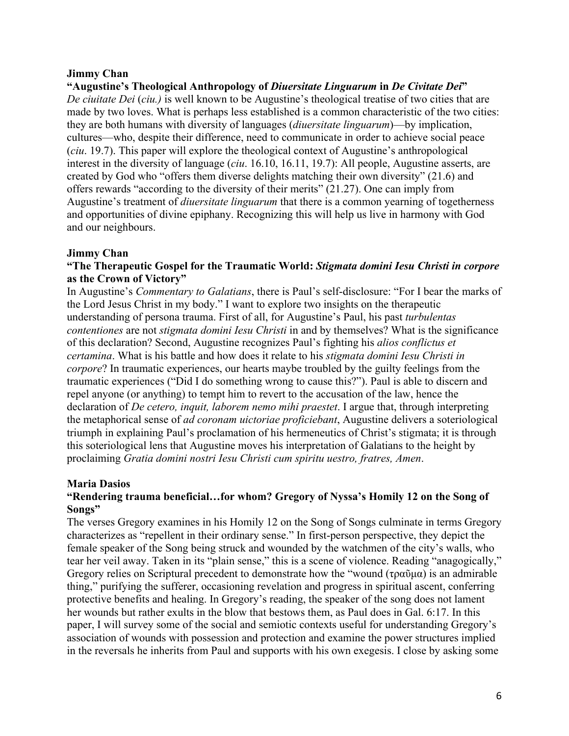**Jimmy Chan**

**"Augustine's Theological Anthropology of *Diuersitate Linguarum* in *De Civitate Dei*"**

*De ciuitate Dei* (*ciu.)* is well known to be Augustine's theological treatise of two cities that are made by two loves. What is perhaps less established is a common characteristic of the two cities: they are both humans with diversity of languages (*diuersitate linguarum*)—by implication, cultures—who, despite their difference, need to communicate in order to achieve social peace (*ciu*. 19.7). This paper will explore the theological context of Augustine's anthropological interest in the diversity of language (*ciu*. 16.10, 16.11, 19.7): All people, Augustine asserts, are created by God who "offers them diverse delights matching their own diversity" (21.6) and offers rewards "according to the diversity of their merits" (21.27). One can imply from Augustine's treatment of *diuersitate linguarum* that there is a common yearning of togetherness and opportunities of divine epiphany. Recognizing this will help us live in harmony with God and our neighbours.

**Jimmy Chan**

**"The Therapeutic Gospel for the Traumatic World: *Stigmata domini Iesu Christi in corpore* as the Crown of Victory"**

In Augustine's *Commentary to Galatians*, there is Paul's self-disclosure: "For I bear the marks of the Lord Jesus Christ in my body." I want to explore two insights on the therapeutic understanding of persona trauma. First of all, for Augustine's Paul, his past *turbulentas contentiones* are not *stigmata domini Iesu Christi* in and by themselves? What is the significance of this declaration? Second, Augustine recognizes Paul's fighting his *alios conflictus et certamina*. What is his battle and how does it relate to his *stigmata domini Iesu Christi in corpore*? In traumatic experiences, our hearts maybe troubled by the guilty feelings from the traumatic experiences ("Did I do something wrong to cause this?"). Paul is able to discern and repel anyone (or anything) to tempt him to revert to the accusation of the law, hence the declaration of *De cetero, inquit, laborem nemo mihi praestet*. I argue that, through interpreting the metaphorical sense of *ad coronam uictoriae proficiebant*, Augustine delivers a soteriological triumph in explaining Paul's proclamation of his hermeneutics of Christ's stigmata; it is through this soteriological lens that Augustine moves his interpretation of Galatians to the height by proclaiming *Gratia domini nostri Iesu Christi cum spiritu uestro, fratres, Amen*.

**Maria Dasios**

**"Rendering trauma beneficial…for whom? Gregory of Nyssa's Homily 12 on the Song of Songs"**

The verses Gregory examines in his Homily 12 on the Song of Songs culminate in terms Gregory characterizes as "repellent in their ordinary sense." In first-person perspective, they depict the female speaker of the Song being struck and wounded by the watchmen of the city's walls, who tear her veil away. Taken in its "plain sense," this is a scene of violence. Reading "anagogically," Gregory relies on Scriptural precedent to demonstrate how the "wound (τραῦμα) is an admirable thing," purifying the sufferer, occasioning revelation and progress in spiritual ascent, conferring protective benefits and healing. In Gregory's reading, the speaker of the song does not lament her wounds but rather exults in the blow that bestows them, as Paul does in Gal. 6:17. In this paper, I will survey some of the social and semiotic contexts useful for understanding Gregory's association of wounds with possession and protection and examine the power structures implied in the reversals he inherits from Paul and supports with his own exegesis. I close by asking some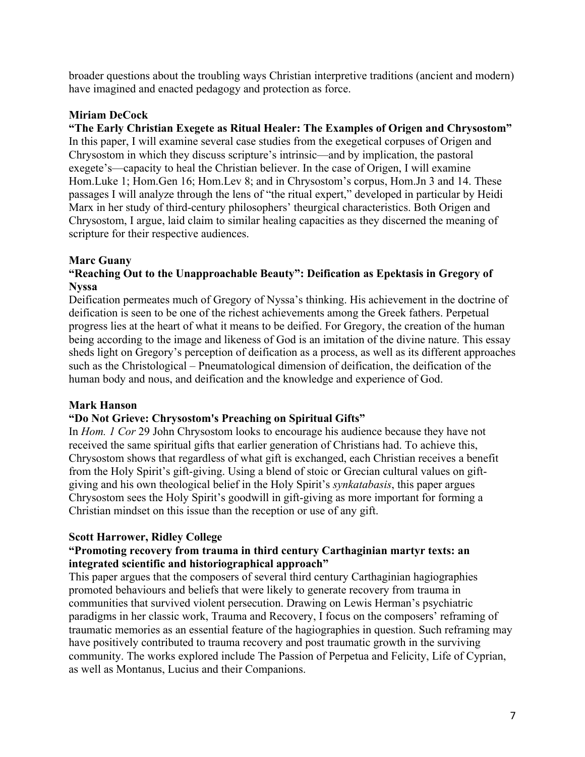broader questions about the troubling ways Christian interpretive traditions (ancient and modern) have imagined and enacted pedagogy and protection as force.

**Miriam DeCock**

**"The Early Christian Exegete as Ritual Healer: The Examples of Origen and Chrysostom"**

In this paper, I will examine several case studies from the exegetical corpuses of Origen and Chrysostom in which they discuss scripture's intrinsic—and by implication, the pastoral exegete's—capacity to heal the Christian believer. In the case of Origen, I will examine Hom.Luke 1; Hom.Gen 16; Hom.Lev 8; and in Chrysostom's corpus, Hom.Jn 3 and 14. These passages I will analyze through the lens of "the ritual expert," developed in particular by Heidi Marx in her study of third-century philosophers' theurgical characteristics. Both Origen and Chrysostom, I argue, laid claim to similar healing capacities as they discerned the meaning of scripture for their respective audiences.

**Marc Guany**

**"Reaching Out to the Unapproachable Beauty": Deification as Epektasis in Gregory of Nyssa**

Deification permeates much of Gregory of Nyssa's thinking. His achievement in the doctrine of deification is seen to be one of the richest achievements among the Greek fathers. Perpetual progress lies at the heart of what it means to be deified. For Gregory, the creation of the human being according to the image and likeness of God is an imitation of the divine nature. This essay sheds light on Gregory's perception of deification as a process, as well as its different approaches such as the Christological – Pneumatological dimension of deification, the deification of the human body and nous, and deification and the knowledge and experience of God.

**Mark Hanson**

**"Do Not Grieve: Chrysostom's Preaching on Spiritual Gifts"**

In *Hom. 1 Cor* 29 John Chrysostom looks to encourage his audience because they have not received the same spiritual gifts that earlier generation of Christians had. To achieve this, Chrysostom shows that regardless of what gift is exchanged, each Christian receives a benefit from the Holy Spirit's gift-giving. Using a blend of stoic or Grecian cultural values on gift-giving and his own theological belief in the Holy Spirit's *synkatabasis*, this paper argues Chrysostom sees the Holy Spirit's goodwill in gift-giving as more important for forming a Christian mindset on this issue than the reception or use of any gift.

**Scott Harrower, Ridley College**

**"Promoting recovery from trauma in third century Carthaginian martyr texts: an integrated scientific and historiographical approach"**

This paper argues that the composers of several third century Carthaginian hagiographies promoted behaviours and beliefs that were likely to generate recovery from trauma in communities that survived violent persecution. Drawing on Lewis Herman's psychiatric paradigms in her classic work, Trauma and Recovery, I focus on the composers' reframing of traumatic memories as an essential feature of the hagiographies in question. Such reframing may have positively contributed to trauma recovery and post traumatic growth in the surviving community. The works explored include The Passion of Perpetua and Felicity, Life of Cyprian, as well as Montanus, Lucius and their Companions.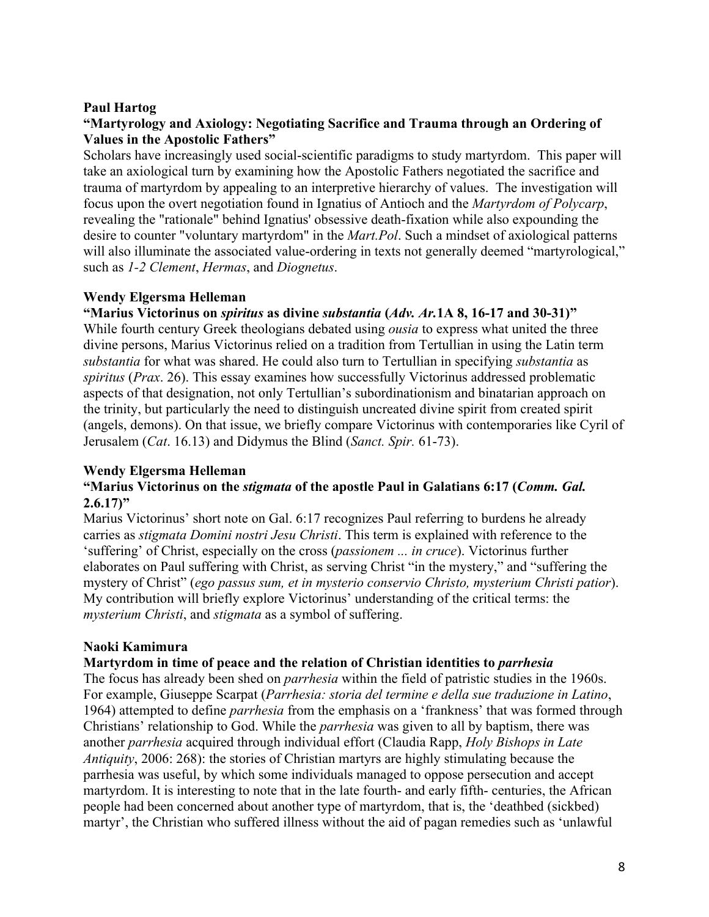**Paul Hartog**

**"Martyrology and Axiology: Negotiating Sacrifice and Trauma through an Ordering of Values in the Apostolic Fathers"**

Scholars have increasingly used social-scientific paradigms to study martyrdom. This paper will take an axiological turn by examining how the Apostolic Fathers negotiated the sacrifice and trauma of martyrdom by appealing to an interpretive hierarchy of values. The investigation will focus upon the overt negotiation found in Ignatius of Antioch and the *Martyrdom of Polycarp*, revealing the "rationale" behind Ignatius' obsessive death-fixation while also expounding the desire to counter "voluntary martyrdom" in the *Mart.Pol*. Such a mindset of axiological patterns will also illuminate the associated value-ordering in texts not generally deemed "martyrological," such as *1-2 Clement*, *Hermas*, and *Diognetus*.

**Wendy Elgersma Helleman**

**"Marius Victorinus on *spiritus* as divine *substantia* (*Adv. Ar.*1A 8, 16-17 and 30-31)"**

While fourth century Greek theologians debated using *ousia* to express what united the three divine persons, Marius Victorinus relied on a tradition from Tertullian in using the Latin term *substantia* for what was shared. He could also turn to Tertullian in specifying *substantia* as *spiritus* (*Prax*. 26). This essay examines how successfully Victorinus addressed problematic aspects of that designation, not only Tertullian's subordinationism and binatarian approach on the trinity, but particularly the need to distinguish uncreated divine spirit from created spirit (angels, demons). On that issue, we briefly compare Victorinus with contemporaries like Cyril of Jerusalem (*Cat*. 16.13) and Didymus the Blind (*Sanct. Spir.* 61-73).

**Wendy Elgersma Helleman**

**"Marius Victorinus on the *stigmata* of the apostle Paul in Galatians 6:17 (*Comm. Gal.* 2.6.17)"**

Marius Victorinus' short note on Gal. 6:17 recognizes Paul referring to burdens he already carries as *stigmata Domini nostri Jesu Christi*. This term is explained with reference to the 'suffering' of Christ, especially on the cross (*passionem ... in cruce*). Victorinus further elaborates on Paul suffering with Christ, as serving Christ "in the mystery," and "suffering the mystery of Christ" (*ego passus sum, et in mysterio conservio Christo, mysterium Christi patior*). My contribution will briefly explore Victorinus' understanding of the critical terms: the *mysterium Christi*, and *stigmata* as a symbol of suffering.

**Naoki Kamimura**

**Martyrdom in time of peace and the relation of Christian identities to *parrhesia***

The focus has already been shed on *parrhesia* within the field of patristic studies in the 1960s. For example, Giuseppe Scarpat (*Parrhesia: storia del termine e della sue traduzione in Latino*, 1964) attempted to define *parrhesia* from the emphasis on a 'frankness' that was formed through Christians' relationship to God. While the *parrhesia* was given to all by baptism, there was another *parrhesia* acquired through individual effort (Claudia Rapp, *Holy Bishops in Late Antiquity*, 2006: 268): the stories of Christian martyrs are highly stimulating because the parrhesia was useful, by which some individuals managed to oppose persecution and accept martyrdom. It is interesting to note that in the late fourth- and early fifth- centuries, the African people had been concerned about another type of martyrdom, that is, the 'deathbed (sickbed) martyr', the Christian who suffered illness without the aid of pagan remedies such as 'unlawful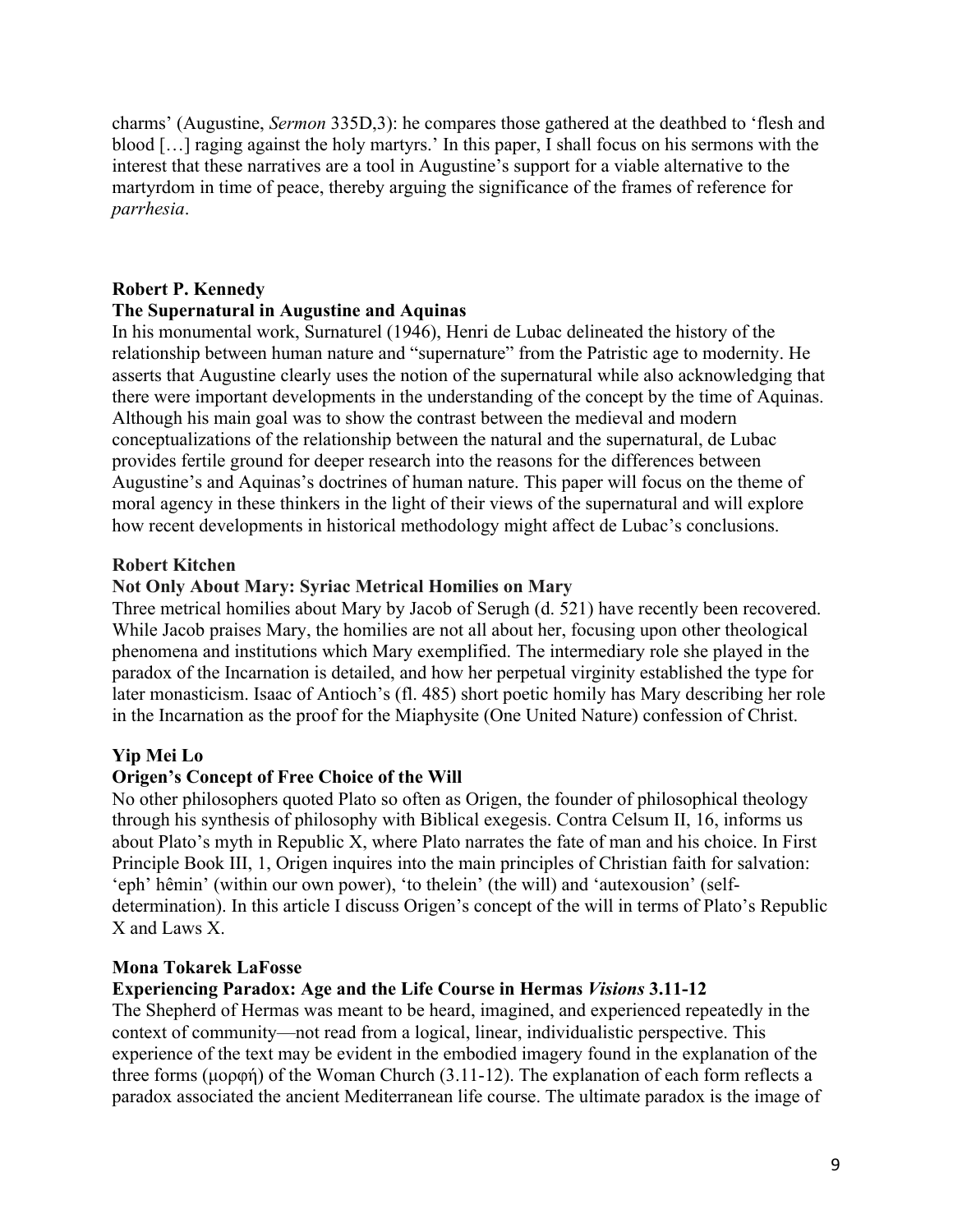charms' (Augustine, *Sermon* 335D,3): he compares those gathered at the deathbed to 'flesh and blood […] raging against the holy martyrs.' In this paper, I shall focus on his sermons with the interest that these narratives are a tool in Augustine's support for a viable alternative to the martyrdom in time of peace, thereby arguing the significance of the frames of reference for *parrhesia*.

**Robert P. Kennedy**

**The Supernatural in Augustine and Aquinas**

In his monumental work, Surnaturel (1946), Henri de Lubac delineated the history of the relationship between human nature and "supernature" from the Patristic age to modernity. He asserts that Augustine clearly uses the notion of the supernatural while also acknowledging that there were important developments in the understanding of the concept by the time of Aquinas. Although his main goal was to show the contrast between the medieval and modern conceptualizations of the relationship between the natural and the supernatural, de Lubac provides fertile ground for deeper research into the reasons for the differences between Augustine's and Aquinas's doctrines of human nature. This paper will focus on the theme of moral agency in these thinkers in the light of their views of the supernatural and will explore how recent developments in historical methodology might affect de Lubac's conclusions.

**Robert Kitchen**

**Not Only About Mary: Syriac Metrical Homilies on Mary**

Three metrical homilies about Mary by Jacob of Serugh (d. 521) have recently been recovered. While Jacob praises Mary, the homilies are not all about her, focusing upon other theological phenomena and institutions which Mary exemplified. The intermediary role she played in the paradox of the Incarnation is detailed, and how her perpetual virginity established the type for later monasticism. Isaac of Antioch's (fl. 485) short poetic homily has Mary describing her role in the Incarnation as the proof for the Miaphysite (One United Nature) confession of Christ.

**Yip Mei Lo**

**Origen's Concept of Free Choice of the Will**

No other philosophers quoted Plato so often as Origen, the founder of philosophical theology through his synthesis of philosophy with Biblical exegesis. Contra Celsum II, 16, informs us about Plato's myth in Republic X, where Plato narrates the fate of man and his choice. In First Principle Book III, 1, Origen inquires into the main principles of Christian faith for salvation: 'eph' hêmin' (within our own power), 'to thelein' (the will) and 'autexousion' (self-determination). In this article I discuss Origen's concept of the will in terms of Plato's Republic X and Laws X.

**Mona Tokarek LaFosse**

**Experiencing Paradox: Age and the Life Course in Hermas *Visions* 3.11-12**

The Shepherd of Hermas was meant to be heard, imagined, and experienced repeatedly in the context of community—not read from a logical, linear, individualistic perspective. This experience of the text may be evident in the embodied imagery found in the explanation of the three forms (μορφή) of the Woman Church (3.11-12). The explanation of each form reflects a paradox associated the ancient Mediterranean life course. The ultimate paradox is the image of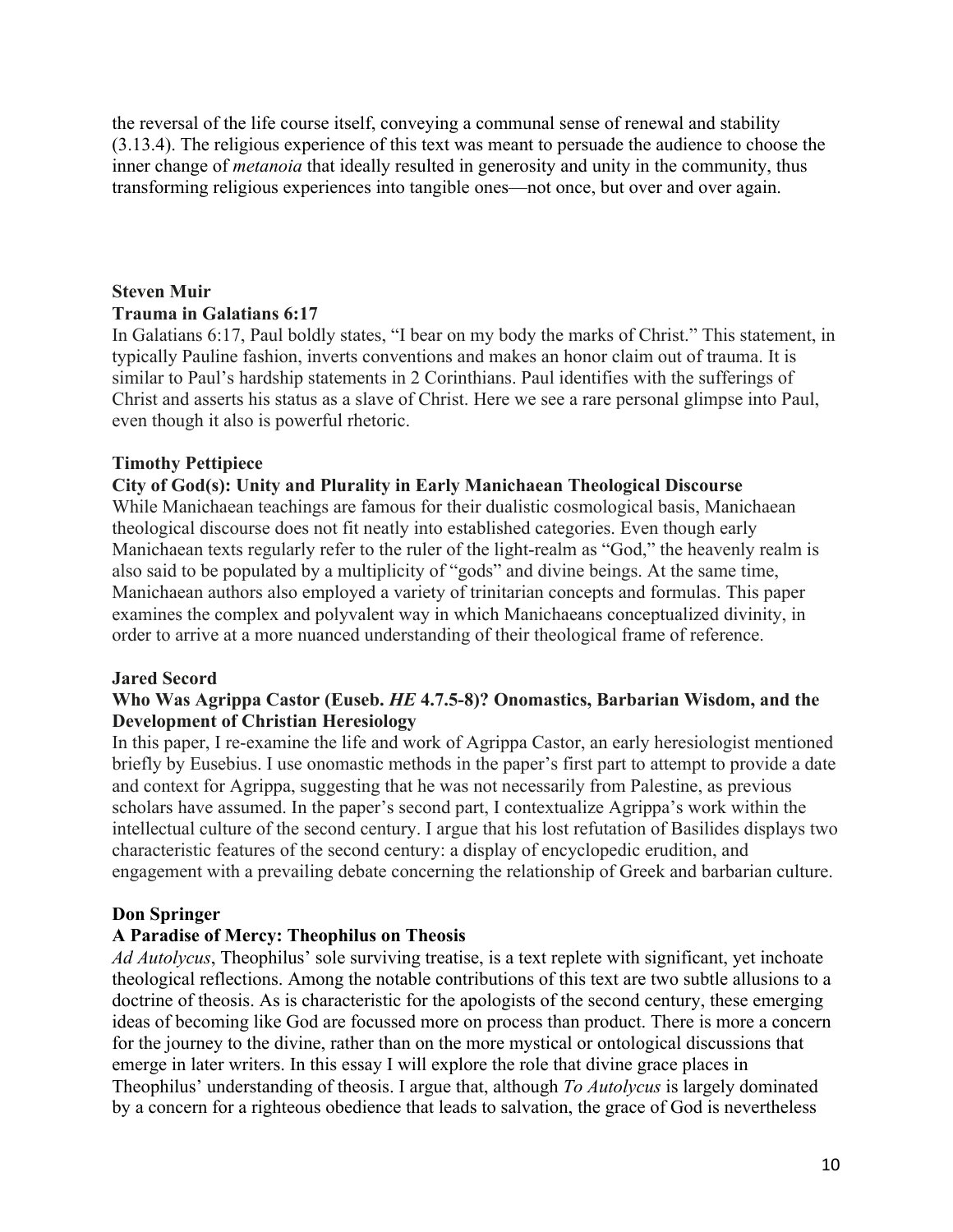the reversal of the life course itself, conveying a communal sense of renewal and stability (3.13.4). The religious experience of this text was meant to persuade the audience to choose the inner change of *metanoia* that ideally resulted in generosity and unity in the community, thus transforming religious experiences into tangible ones—not once, but over and over again.

**Steven Muir**

**Trauma in Galatians 6:17**

In Galatians 6:17, Paul boldly states, "I bear on my body the marks of Christ." This statement, in typically Pauline fashion, inverts conventions and makes an honor claim out of trauma. It is similar to Paul's hardship statements in 2 Corinthians. Paul identifies with the sufferings of Christ and asserts his status as a slave of Christ. Here we see a rare personal glimpse into Paul, even though it also is powerful rhetoric.

**Timothy Pettipiece**

**City of God(s): Unity and Plurality in Early Manichaean Theological Discourse**

While Manichaean teachings are famous for their dualistic cosmological basis, Manichaean theological discourse does not fit neatly into established categories. Even though early Manichaean texts regularly refer to the ruler of the light-realm as "God," the heavenly realm is also said to be populated by a multiplicity of "gods" and divine beings. At the same time, Manichaean authors also employed a variety of trinitarian concepts and formulas. This paper examines the complex and polyvalent way in which Manichaeans conceptualized divinity, in order to arrive at a more nuanced understanding of their theological frame of reference.

**Jared Secord**

**Who Was Agrippa Castor (Euseb. *HE* 4.7.5-8)? Onomastics, Barbarian Wisdom, and the Development of Christian Heresiology**

In this paper, I re-examine the life and work of Agrippa Castor, an early heresiologist mentioned briefly by Eusebius. I use onomastic methods in the paper's first part to attempt to provide a date and context for Agrippa, suggesting that he was not necessarily from Palestine, as previous scholars have assumed. In the paper's second part, I contextualize Agrippa's work within the intellectual culture of the second century. I argue that his lost refutation of Basilides displays two characteristic features of the second century: a display of encyclopedic erudition, and engagement with a prevailing debate concerning the relationship of Greek and barbarian culture.

**Don Springer**

**A Paradise of Mercy: Theophilus on Theosis**

*Ad Autolycus*, Theophilus' sole surviving treatise, is a text replete with significant, yet inchoate theological reflections. Among the notable contributions of this text are two subtle allusions to a doctrine of theosis. As is characteristic for the apologists of the second century, these emerging ideas of becoming like God are focussed more on process than product. There is more a concern for the journey to the divine, rather than on the more mystical or ontological discussions that emerge in later writers. In this essay I will explore the role that divine grace places in Theophilus' understanding of theosis. I argue that, although *To Autolycus* is largely dominated by a concern for a righteous obedience that leads to salvation, the grace of God is nevertheless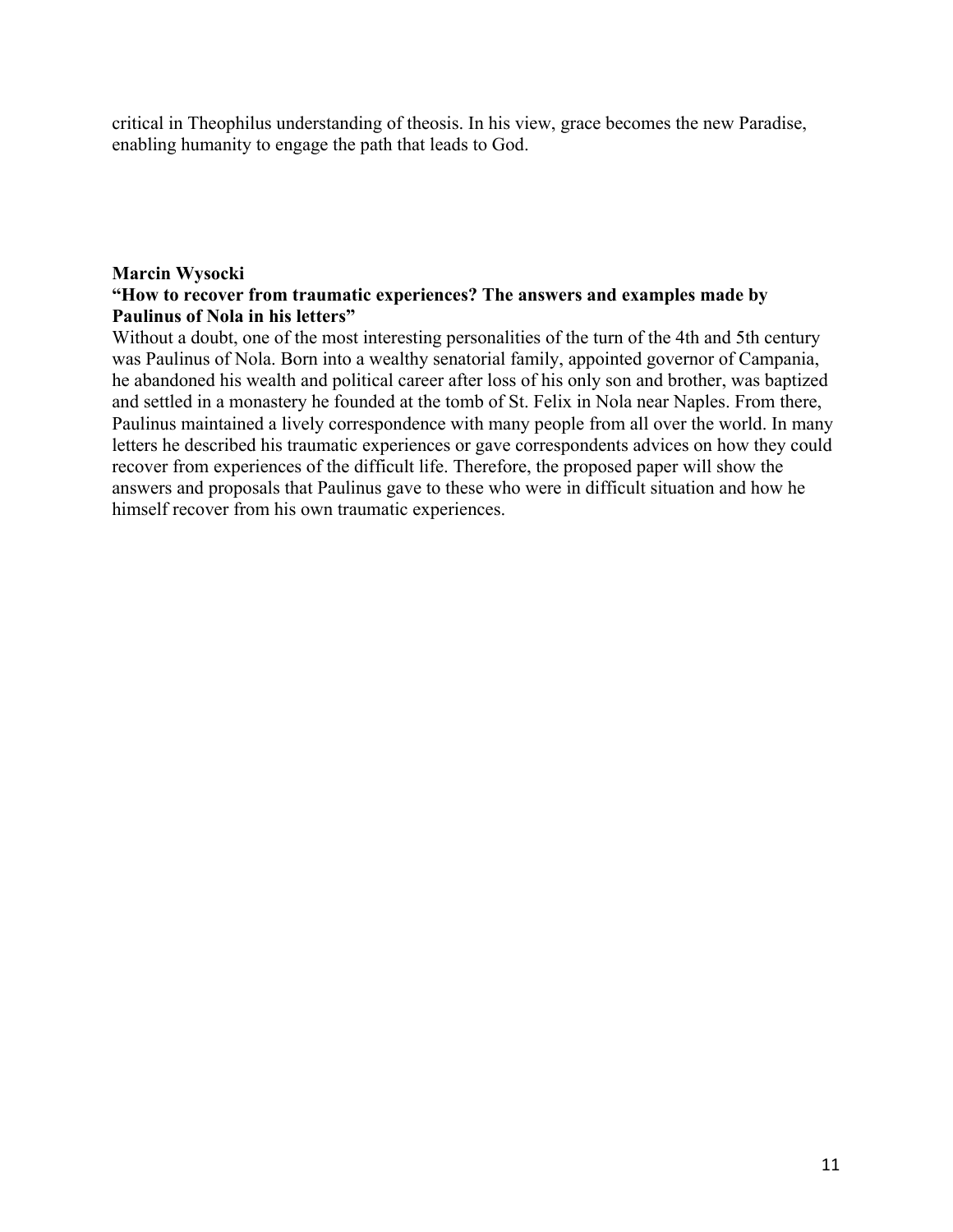critical in Theophilus understanding of theosis. In his view, grace becomes the new Paradise, enabling humanity to engage the path that leads to God.

**Marcin Wysocki**

**"How to recover from traumatic experiences? The answers and examples made by Paulinus of Nola in his letters"**

Without a doubt, one of the most interesting personalities of the turn of the 4th and 5th century was Paulinus of Nola. Born into a wealthy senatorial family, appointed governor of Campania, he abandoned his wealth and political career after loss of his only son and brother, was baptized and settled in a monastery he founded at the tomb of St. Felix in Nola near Naples. From there, Paulinus maintained a lively correspondence with many people from all over the world. In many letters he described his traumatic experiences or gave correspondents advices on how they could recover from experiences of the difficult life. Therefore, the proposed paper will show the answers and proposals that Paulinus gave to these who were in difficult situation and how he himself recover from his own traumatic experiences.